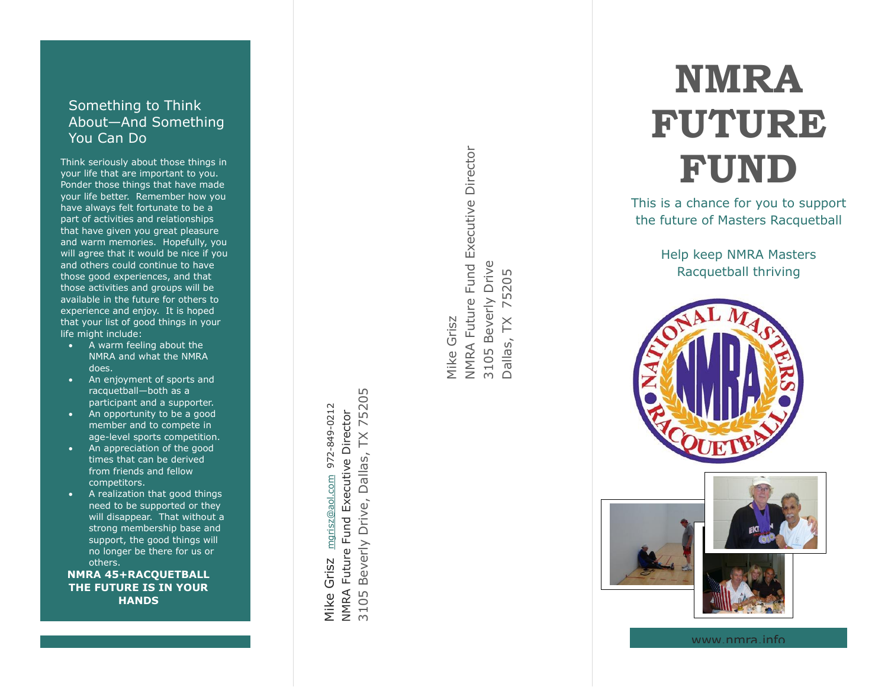## Something to Think About—And Something You Can Do

Think seriously about those things in your life that are important to you. Ponder those things that have made your life better. Remember how you have always felt fortunate to be a part of activities and relationships that have given you great pleasure and warm memories. Hopefully, you will agree that it would be nice if you and others could continue to have those good experiences, and that those activities and groups will be available in the future for others to experience and enjoy. It is hoped that your list of good things in your life might include:

- A warm feeling about the NMRA and what the NMRA does.
- An enjoyment of sports and racquetball—both as a participant and a supporter.
- An opportunity to be a good member and to compete in age-level sports competition.
- An appreciation of the good times that can be derived from friends and fellow competitors.
- A realization that good things need to be supported or they will disappear. That without a strong membership base and support, the good things will no longer be there for us or others.

**NMRA 45+RACQUETBALL THE FUTURE IS IN YOUR HANDS**

Mike Grisz mgrisz@aol.com 972-849-0212
NMRA Future Fund Executive Director
3105 Beverly Drive, Dallas, TX 75205

Mike Grisz
NMRA Future Fund Executive Director
3105 Beverly Drive
Dallas, TX 75205

# NMRA FUTURE FUND

This is a chance for you to support the future of Masters Racquetball

Help keep NMRA Masters Racquetball thriving

NATIONAL MASTERS NMRA RACQUETBALL

www.nmra.info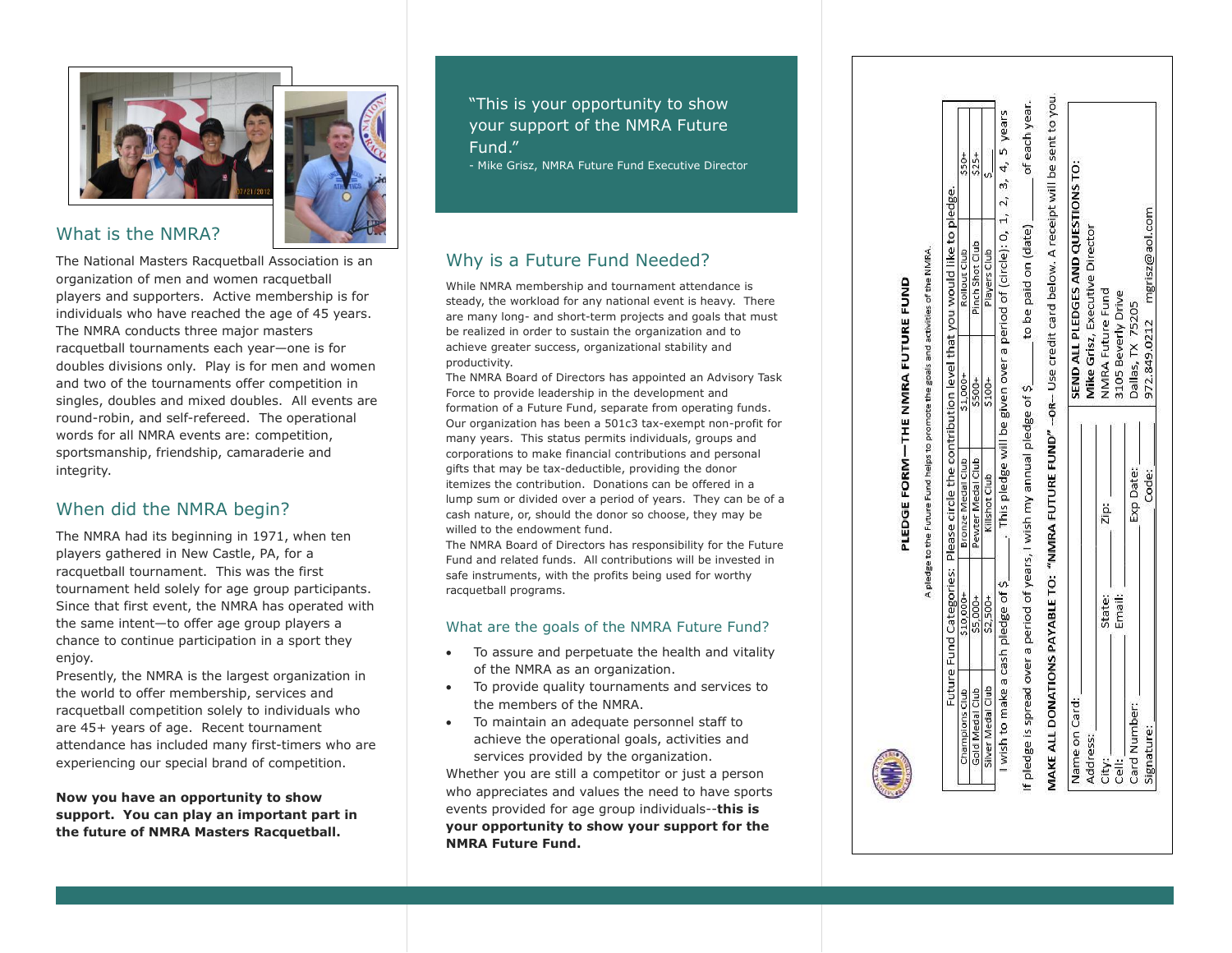## What is the NMRA?

The National Masters Racquetball Association is an organization of men and women racquetball players and supporters. Active membership is for individuals who have reached the age of 45 years. The NMRA conducts three major masters racquetball tournaments each year—one is for doubles divisions only. Play is for men and women and two of the tournaments offer competition in singles, doubles and mixed doubles. All events are round-robin, and self-refereed. The operational words for all NMRA events are: competition, sportsmanship, friendship, camaraderie and integrity.

## When did the NMRA begin?

The NMRA had its beginning in 1971, when ten players gathered in New Castle, PA, for a racquetball tournament. This was the first tournament held solely for age group participants. Since that first event, the NMRA has operated with the same intent—to offer age group players a chance to continue participation in a sport they enjoy.

Presently, the NMRA is the largest organization in the world to offer membership, services and racquetball competition solely to individuals who are 45+ years of age. Recent tournament attendance has included many first-timers who are experiencing our special brand of competition.

**Now you have an opportunity to show support. You can play an important part in the future of NMRA Masters Racquetball.**

"This is your opportunity to show your support of the NMRA Future Fund."
- Mike Grisz, NMRA Future Fund Executive Director

## Why is a Future Fund Needed?

While NMRA membership and tournament attendance is steady, the workload for any national event is heavy. There are many long- and short-term projects and goals that must be realized in order to sustain the organization and to achieve greater success, organizational stability and productivity.

The NMRA Board of Directors has appointed an Advisory Task Force to provide leadership in the development and formation of a Future Fund, separate from operating funds. Our organization has been a 501c3 tax-exempt non-profit for many years. This status permits individuals, groups and corporations to make financial contributions and personal gifts that may be tax-deductible, providing the donor itemizes the contribution. Donations can be offered in a lump sum or divided over a period of years. They can be of a cash nature, or, should the donor so choose, they may be willed to the endowment fund.

The NMRA Board of Directors has responsibility for the Future Fund and related funds. All contributions will be invested in safe instruments, with the profits being used for worthy racquetball programs.

### What are the goals of the NMRA Future Fund?

- To assure and perpetuate the health and vitality of the NMRA as an organization.
- To provide quality tournaments and services to the members of the NMRA.
- To maintain an adequate personnel staff to achieve the operational goals, activities and services provided by the organization.

Whether you are still a competitor or just a person who appreciates and values the need to have sports events provided for age group individuals--**this is your opportunity to show your support for the NMRA Future Fund.**

## PLEDGE FORM—THE NMRA FUTURE FUND

A pledge to the Future Fund helps to promote the goals and activities of the NMRA.

Future Fund Categories: Please circle the contribution level that you would like to pledge.

| | | | | | |
|---|---|---|---|---|---|
| Champions Club | $10,000+ | Bronze Medal Club | $1,000+ | Rollout Club | $50+ |
| Gold Medal Club | $5,000+ | Pewter Medal Club | $500+ | Pinch Shot Club | $25+ |
| Silver Medal Club | $2,500+ | Killshot Club | $100+ | Players Club | $_____ |

I wish to make a cash pledge of $_____. This pledge will be given over a period of (circle): 0, 1, 2, 3, 4, 5 years

If pledge is spread over a period of years, I wish my annual pledge of $_____ to be paid on (date) _____ of each year.

**MAKE ALL DONATIONS PAYABLE TO: "NMRA FUTURE FUND"** -OR- Use credit card below. A receipt will be sent to you.

Name on Card: _____
Address: _____
City: _____ State: _____ Zip: _____
Cell: _____ Email: _____
Card Number: _____ Exp Date: _____
Signature: _____ Code: _____

**SEND ALL PLEDGES AND QUESTIONS TO:**
**Mike Grisz**, Executive Director
NMRA Future Fund
3105 Beverly Drive
Dallas, TX 75205
972.849.0212 mgrisz@aol.com